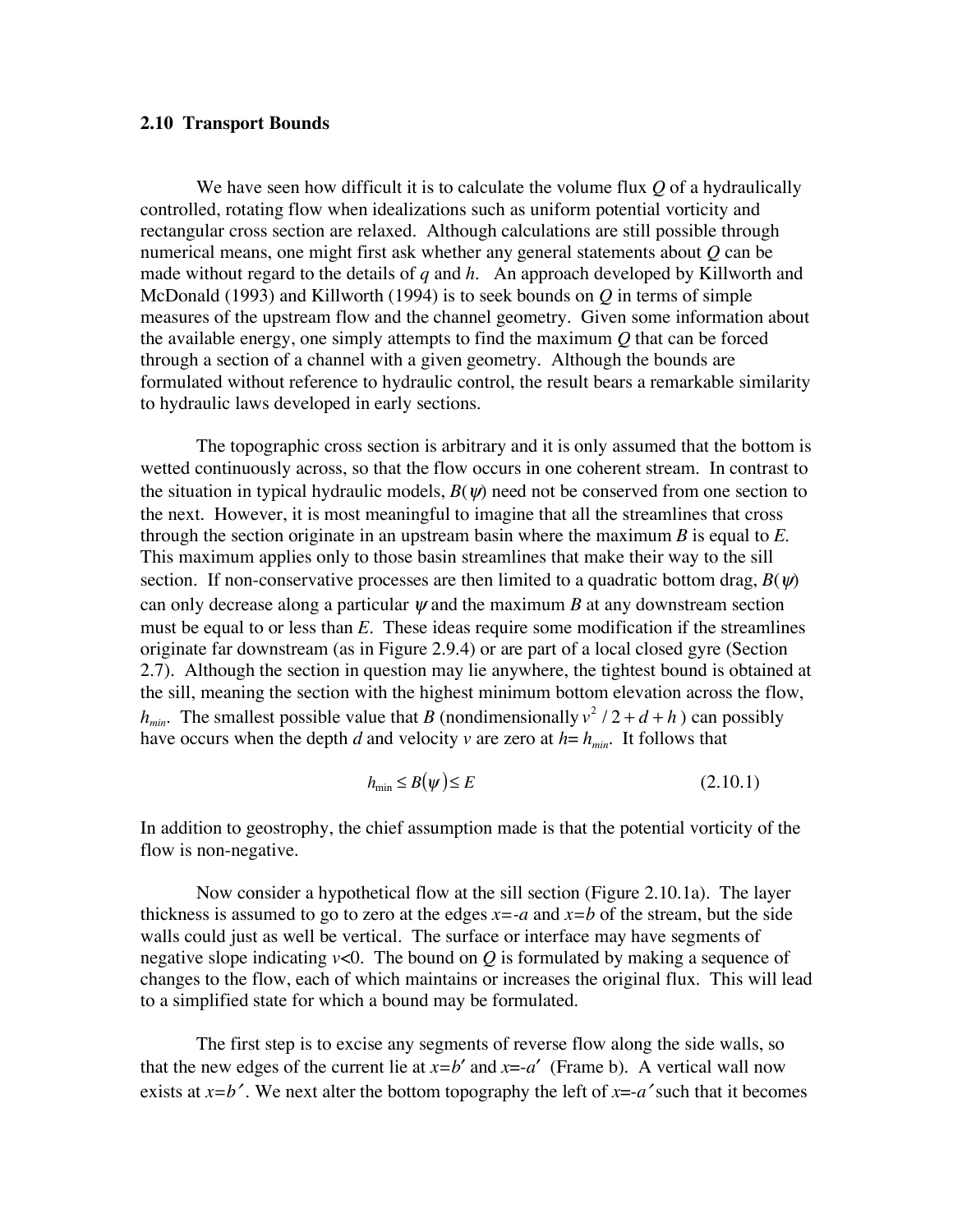### 2.10 Transport Bounds

We have seen how difficult it is to calculate the volume flux $Q$ of a hydraulically controlled, rotating flow when idealizations such as uniform potential vorticity and rectangular cross section are relaxed. Although calculations are still possible through numerical means, one might first ask whether any general statements about $Q$ can be made without regard to the details of $q$ and $h$. An approach developed by Killworth and McDonald (1993) and Killworth (1994) is to seek bounds on $Q$ in terms of simple measures of the upstream flow and the channel geometry. Given some information about the available energy, one simply attempts to find the maximum $Q$ that can be forced through a section of a channel with a given geometry. Although the bounds are formulated without reference to hydraulic control, the result bears a remarkable similarity to hydraulic laws developed in early sections.

The topographic cross section is arbitrary and it is only assumed that the bottom is wetted continuously across, so that the flow occurs in one coherent stream. In contrast to the situation in typical hydraulic models, $B(\psi)$ need not be conserved from one section to the next. However, it is most meaningful to imagine that all the streamlines that cross through the section originate in an upstream basin where the maximum $B$ is equal to $E$. This maximum applies only to those basin streamlines that make their way to the sill section. If non-conservative processes are then limited to a quadratic bottom drag, $B(\psi)$ can only decrease along a particular $\psi$ and the maximum $B$ at any downstream section must be equal to or less than $E$. These ideas require some modification if the streamlines originate far downstream (as in Figure 2.9.4) or are part of a local closed gyre (Section 2.7). Although the section in question may lie anywhere, the tightest bound is obtained at the sill, meaning the section with the highest minimum bottom elevation across the flow, $h_{min}$. The smallest possible value that $B$ (nondimensionally $v^2/2 + d + h$) can possibly have occurs when the depth $d$ and velocity $v$ are zero at $h = h_{min}$. It follows that

$$h_{\min} \leq B(\psi) \leq E \tag{2.10.1}$$

In addition to geostrophy, the chief assumption made is that the potential vorticity of the flow is non-negative.

Now consider a hypothetical flow at the sill section (Figure 2.10.1a). The layer thickness is assumed to go to zero at the edges $x=-a$ and $x=b$ of the stream, but the side walls could just as well be vertical. The surface or interface may have segments of negative slope indicating $v<0$. The bound on $Q$ is formulated by making a sequence of changes to the flow, each of which maintains or increases the original flux. This will lead to a simplified state for which a bound may be formulated.

The first step is to excise any segments of reverse flow along the side walls, so that the new edges of the current lie at $x=b'$ and $x=-a'$ (Frame b). A vertical wall now exists at $x=b'$. We next alter the bottom topography the left of $x=-a'$ such that it becomes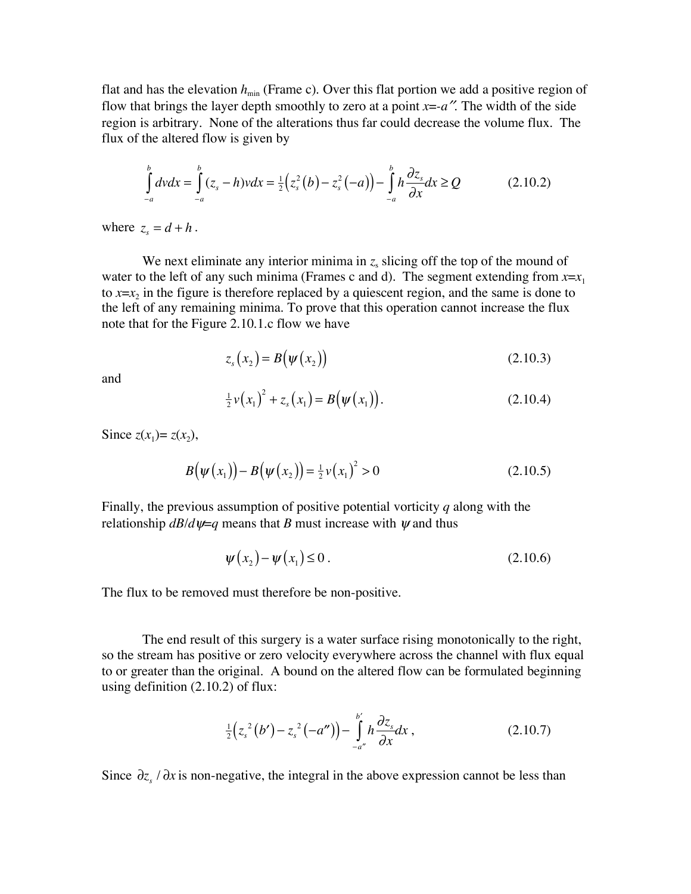flat and has the elevation $h_{\min}$ (Frame c). Over this flat portion we add a positive region of flow that brings the layer depth smoothly to zero at a point $x$=-$a''$. The width of the side region is arbitrary. None of the alterations thus far could decrease the volume flux. The flux of the altered flow is given by

$$\int_{-a}^{b} dvdx = \int_{-a}^{b} (z_s - h)vdx = \tfrac{1}{2}\left(z_s^2(b) - z_s^2(-a)\right) - \int_{-a}^{b} h\frac{\partial z_s}{\partial x}dx \geq Q \qquad (2.10.2)$$

where $z_s = d + h$.

We next eliminate any interior minima in $z_s$ slicing off the top of the mound of water to the left of any such minima (Frames c and d). The segment extending from $x$=$x_1$ to $x$=$x_2$ in the figure is therefore replaced by a quiescent region, and the same is done to the left of any remaining minima. To prove that this operation cannot increase the flux note that for the Figure 2.10.1.c flow we have

$$z_s(x_2) = B\big(\psi(x_2)\big) \qquad (2.10.3)$$

and

$$\tfrac{1}{2}v(x_1)^2 + z_s(x_1) = B\big(\psi(x_1)\big). \qquad (2.10.4)$$

Since $z(x_1)$= $z(x_2)$,

$$B\big(\psi(x_1)\big) - B\big(\psi(x_2)\big) = \tfrac{1}{2}v(x_1)^2 > 0 \qquad (2.10.5)$$

Finally, the previous assumption of positive potential vorticity $q$ along with the relationship $dB/d\psi$=$q$ means that $B$ must increase with $\psi$ and thus

$$\psi(x_2) - \psi(x_1) \leq 0\,. \qquad (2.10.6)$$

The flux to be removed must therefore be non-positive.

The end result of this surgery is a water surface rising monotonically to the right, so the stream has positive or zero velocity everywhere across the channel with flux equal to or greater than the original. A bound on the altered flow can be formulated beginning using definition (2.10.2) of flux:

$$\tfrac{1}{2}\left(z_s{}^2(b') - z_s{}^2(-a'')\right) - \int_{-a''}^{b'} h\frac{\partial z_s}{\partial x}dx\,, \qquad (2.10.7)$$

Since $\partial z_s / \partial x$ is non-negative, the integral in the above expression cannot be less than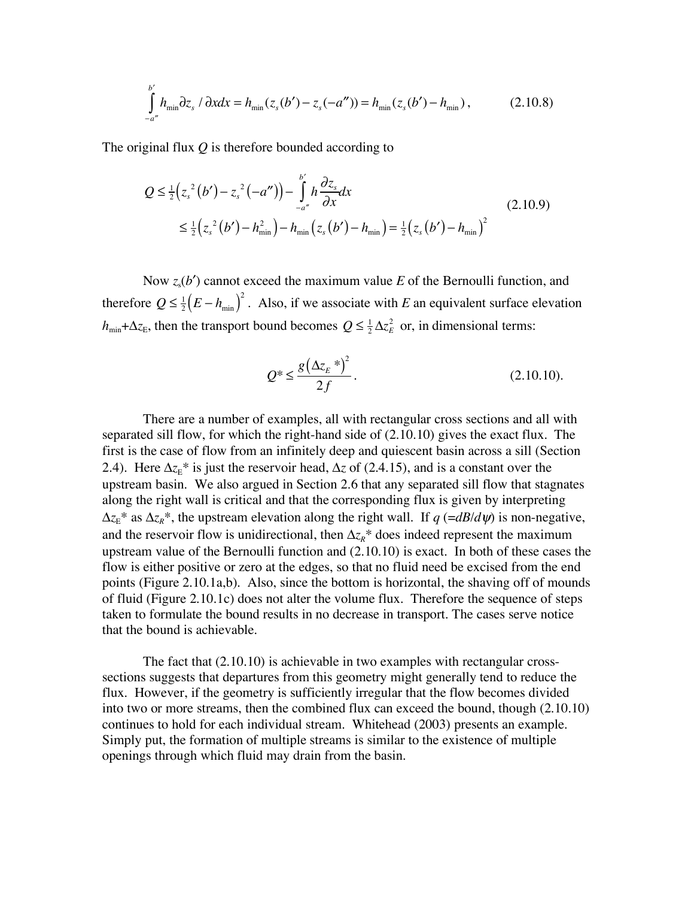$$\int_{-a''}^{b'} h_{\min} \partial z_s / \partial x dx = h_{\min}(z_s(b') - z_s(-a'')) = h_{\min}(z_s(b') - h_{\min}), \qquad (2.10.8)$$

The original flux $Q$ is therefore bounded according to

$$\begin{aligned} Q &\le \tfrac{1}{2}\left(z_s{}^2(b') - z_s{}^2(-a'')\right) - \int_{-a''}^{b'} h \frac{\partial z_s}{\partial x} dx \\ &\le \tfrac{1}{2}\left(z_s{}^2(b') - h_{\min}^2\right) - h_{\min}\left(z_s(b') - h_{\min}\right) = \tfrac{1}{2}\left(z_s(b') - h_{\min}\right)^2 \end{aligned} \qquad (2.10.9)$$

Now $z_s(b')$ cannot exceed the maximum value $E$ of the Bernoulli function, and therefore $Q \le \frac{1}{2}\left(E - h_{\min}\right)^2$. Also, if we associate with $E$ an equivalent surface elevation $h_{\min}+\Delta z_E$, then the transport bound becomes $Q \le \frac{1}{2}\Delta z_E^2$ or, in dimensional terms:

$$Q^* \le \frac{g\left(\Delta z_E{}^*\right)^2}{2f}. \qquad (2.10.10).$$

There are a number of examples, all with rectangular cross sections and all with separated sill flow, for which the right-hand side of (2.10.10) gives the exact flux. The first is the case of flow from an infinitely deep and quiescent basin across a sill (Section 2.4). Here $\Delta z_E{}^*$ is just the reservoir head, $\Delta z$ of (2.4.15), and is a constant over the upstream basin. We also argued in Section 2.6 that any separated sill flow that stagnates along the right wall is critical and that the corresponding flux is given by interpreting $\Delta z_E{}^*$ as $\Delta z_R{}^*$, the upstream elevation along the right wall. If $q$ ($=dB/d\psi$) is non-negative, and the reservoir flow is unidirectional, then $\Delta z_R{}^*$ does indeed represent the maximum upstream value of the Bernoulli function and (2.10.10) is exact. In both of these cases the flow is either positive or zero at the edges, so that no fluid need be excised from the end points (Figure 2.10.1a,b). Also, since the bottom is horizontal, the shaving off of mounds of fluid (Figure 2.10.1c) does not alter the volume flux. Therefore the sequence of steps taken to formulate the bound results in no decrease in transport. The cases serve notice that the bound is achievable.

The fact that (2.10.10) is achievable in two examples with rectangular cross-sections suggests that departures from this geometry might generally tend to reduce the flux. However, if the geometry is sufficiently irregular that the flow becomes divided into two or more streams, then the combined flux can exceed the bound, though (2.10.10) continues to hold for each individual stream. Whitehead (2003) presents an example. Simply put, the formation of multiple streams is similar to the existence of multiple openings through which fluid may drain from the basin.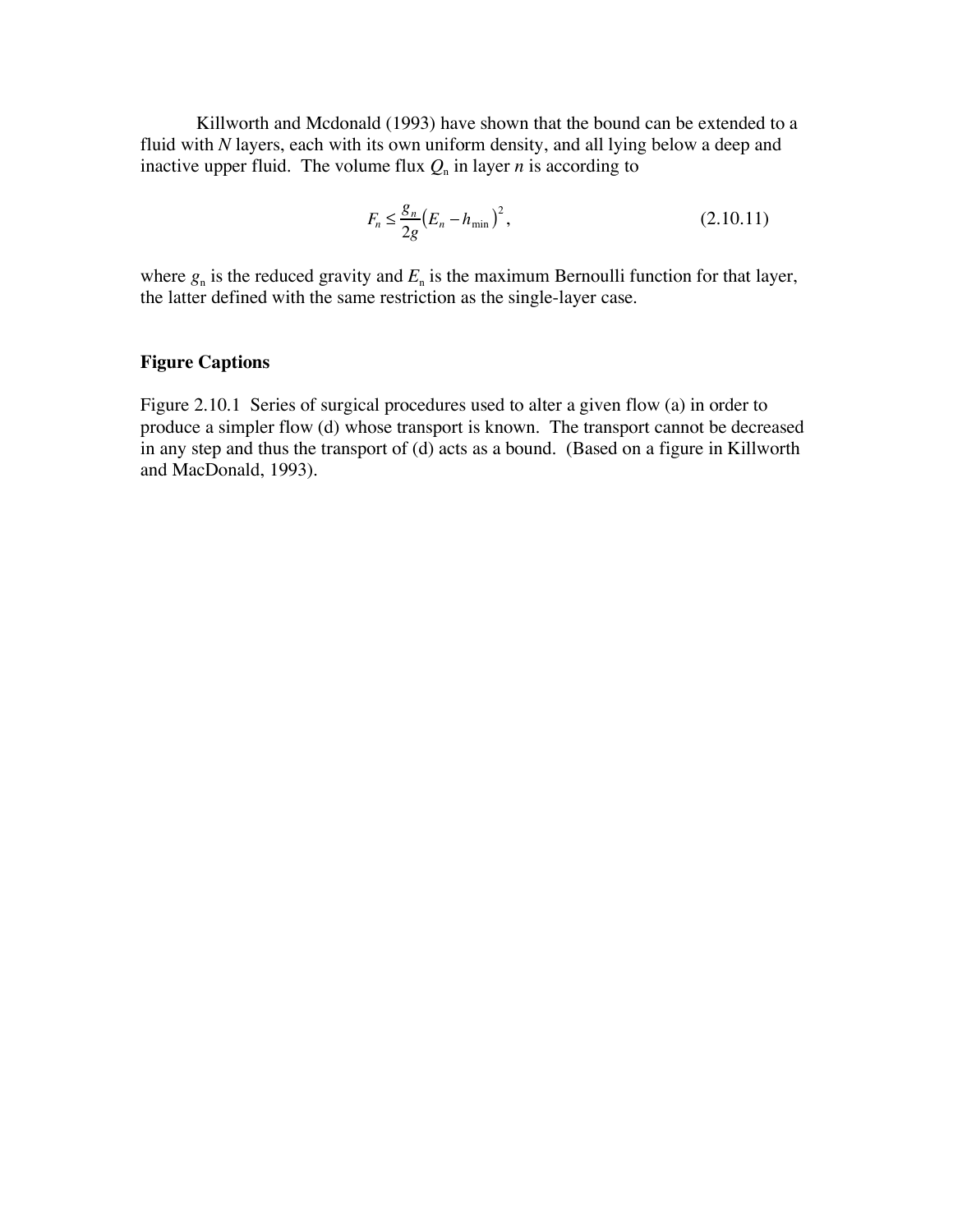Killworth and Mcdonald (1993) have shown that the bound can be extended to a fluid with $N$ layers, each with its own uniform density, and all lying below a deep and inactive upper fluid. The volume flux $Q_n$ in layer $n$ is according to

$$F_n \leq \frac{g_n}{2g}\left(E_n - h_{\min}\right)^2, \qquad (2.10.11)$$

where $g_n$ is the reduced gravity and $E_n$ is the maximum Bernoulli function for that layer, the latter defined with the same restriction as the single-layer case.

## Figure Captions

Figure 2.10.1 Series of surgical procedures used to alter a given flow (a) in order to produce a simpler flow (d) whose transport is known. The transport cannot be decreased in any step and thus the transport of (d) acts as a bound. (Based on a figure in Killworth and MacDonald, 1993).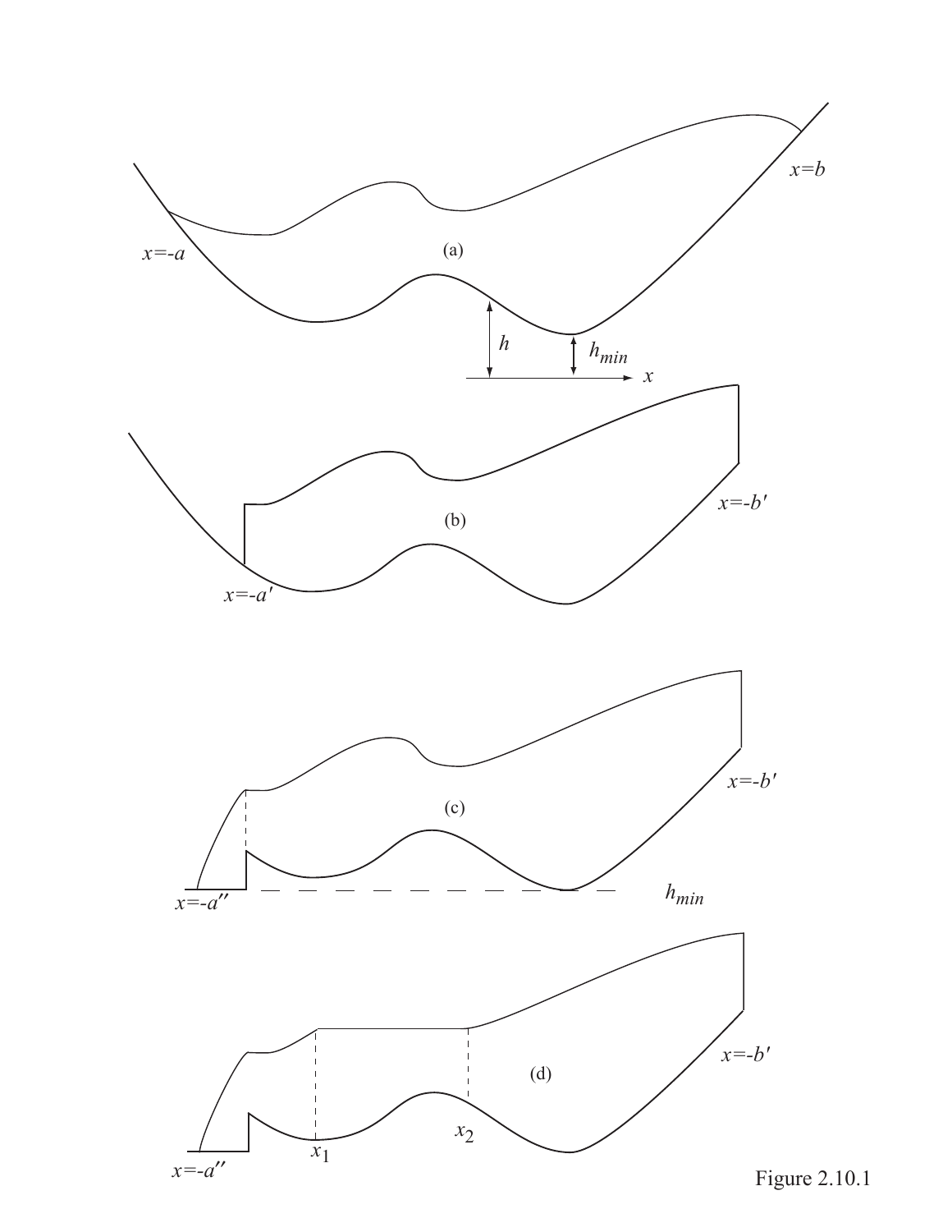$x$=-$a$

(a)

$h$

$h_{min}$

$x$

$x$=$b$

$x$=-$a'$

(b)

$x$=-$b'$

(c)

$x$=-$a''$

$h_{min}$

$x$=-$b'$

(d)

$x$=-$a''$

$x_1$

$x_2$

$x$=-$b'$

Figure 2.10.1